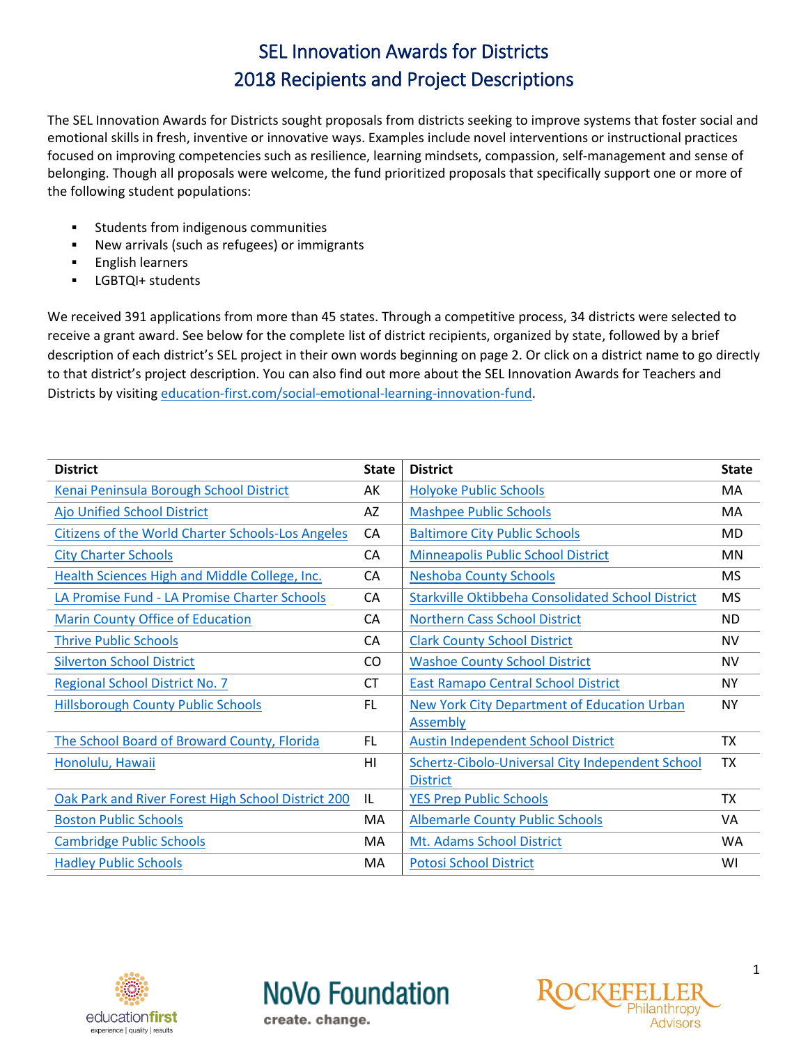# SEL Innovation Awards for Districts
# 2018 Recipients and Project Descriptions

The SEL Innovation Awards for Districts sought proposals from districts seeking to improve systems that foster social and emotional skills in fresh, inventive or innovative ways. Examples include novel interventions or instructional practices focused on improving competencies such as resilience, learning mindsets, compassion, self-management and sense of belonging. Though all proposals were welcome, the fund prioritized proposals that specifically support one or more of the following student populations:

- Students from indigenous communities
- New arrivals (such as refugees) or immigrants
- English learners
- LGBTQI+ students

We received 391 applications from more than 45 states. Through a competitive process, 34 districts were selected to receive a grant award. See below for the complete list of district recipients, organized by state, followed by a brief description of each district's SEL project in their own words beginning on page 2. Or click on a district name to go directly to that district's project description. You can also find out more about the SEL Innovation Awards for Teachers and Districts by visiting education-first.com/social-emotional-learning-innovation-fund.

| District | State | District | State |
|---|---|---|---|
| Kenai Peninsula Borough School District | AK | Holyoke Public Schools | MA |
| Ajo Unified School District | AZ | Mashpee Public Schools | MA |
| Citizens of the World Charter Schools-Los Angeles | CA | Baltimore City Public Schools | MD |
| City Charter Schools | CA | Minneapolis Public School District | MN |
| Health Sciences High and Middle College, Inc. | CA | Neshoba County Schools | MS |
| LA Promise Fund - LA Promise Charter Schools | CA | Starkville Oktibbeha Consolidated School District | MS |
| Marin County Office of Education | CA | Northern Cass School District | ND |
| Thrive Public Schools | CA | Clark County School District | NV |
| Silverton School District | CO | Washoe County School District | NV |
| Regional School District No. 7 | CT | East Ramapo Central School District | NY |
| Hillsborough County Public Schools | FL | New York City Department of Education Urban Assembly | NY |
| The School Board of Broward County, Florida | FL | Austin Independent School District | TX |
| Honolulu, Hawaii | HI | Schertz-Cibolo-Universal City Independent School District | TX |
| Oak Park and River Forest High School District 200 | IL | YES Prep Public Schools | TX |
| Boston Public Schools | MA | Albemarle County Public Schools | VA |
| Cambridge Public Schools | MA | Mt. Adams School District | WA |
| Hadley Public Schools | MA | Potosi School District | WI |

educationfirst experience | quality | results

NoVo Foundation create. change.

Rockefeller Philanthropy Advisors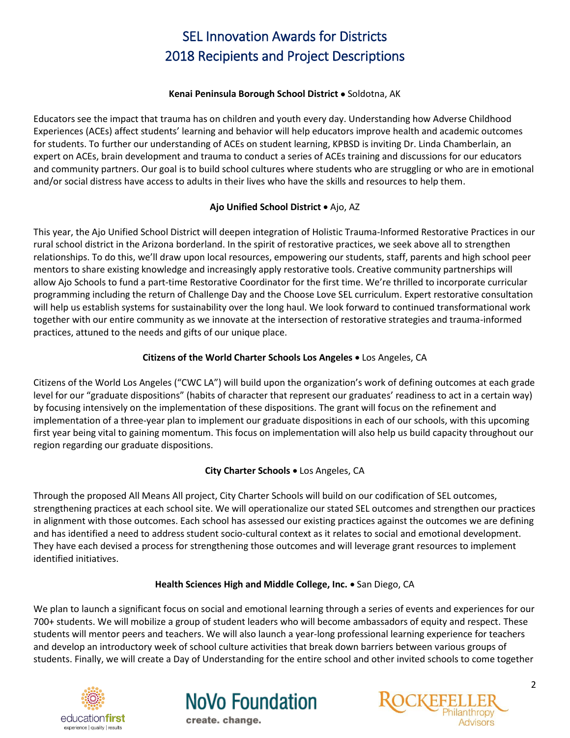# SEL Innovation Awards for Districts
# 2018 Recipients and Project Descriptions

**Kenai Peninsula Borough School District** • Soldotna, AK

Educators see the impact that trauma has on children and youth every day. Understanding how Adverse Childhood Experiences (ACEs) affect students' learning and behavior will help educators improve health and academic outcomes for students. To further our understanding of ACEs on student learning, KPBSD is inviting Dr. Linda Chamberlain, an expert on ACEs, brain development and trauma to conduct a series of ACEs training and discussions for our educators and community partners. Our goal is to build school cultures where students who are struggling or who are in emotional and/or social distress have access to adults in their lives who have the skills and resources to help them.

**Ajo Unified School District** • Ajo, AZ

This year, the Ajo Unified School District will deepen integration of Holistic Trauma-Informed Restorative Practices in our rural school district in the Arizona borderland. In the spirit of restorative practices, we seek above all to strengthen relationships. To do this, we'll draw upon local resources, empowering our students, staff, parents and high school peer mentors to share existing knowledge and increasingly apply restorative tools. Creative community partnerships will allow Ajo Schools to fund a part-time Restorative Coordinator for the first time. We're thrilled to incorporate curricular programming including the return of Challenge Day and the Choose Love SEL curriculum. Expert restorative consultation will help us establish systems for sustainability over the long haul. We look forward to continued transformational work together with our entire community as we innovate at the intersection of restorative strategies and trauma-informed practices, attuned to the needs and gifts of our unique place.

**Citizens of the World Charter Schools Los Angeles** • Los Angeles, CA

Citizens of the World Los Angeles ("CWC LA") will build upon the organization's work of defining outcomes at each grade level for our "graduate dispositions" (habits of character that represent our graduates' readiness to act in a certain way) by focusing intensively on the implementation of these dispositions. The grant will focus on the refinement and implementation of a three-year plan to implement our graduate dispositions in each of our schools, with this upcoming first year being vital to gaining momentum. This focus on implementation will also help us build capacity throughout our region regarding our graduate dispositions.

**City Charter Schools** • Los Angeles, CA

Through the proposed All Means All project, City Charter Schools will build on our codification of SEL outcomes, strengthening practices at each school site. We will operationalize our stated SEL outcomes and strengthen our practices in alignment with those outcomes. Each school has assessed our existing practices against the outcomes we are defining and has identified a need to address student socio-cultural context as it relates to social and emotional development. They have each devised a process for strengthening those outcomes and will leverage grant resources to implement identified initiatives.

**Health Sciences High and Middle College, Inc.** • San Diego, CA

We plan to launch a significant focus on social and emotional learning through a series of events and experiences for our 700+ students. We will mobilize a group of student leaders who will become ambassadors of equity and respect. These students will mentor peers and teachers. We will also launch a year-long professional learning experience for teachers and develop an introductory week of school culture activities that break down barriers between various groups of students. Finally, we will create a Day of Understanding for the entire school and other invited schools to come together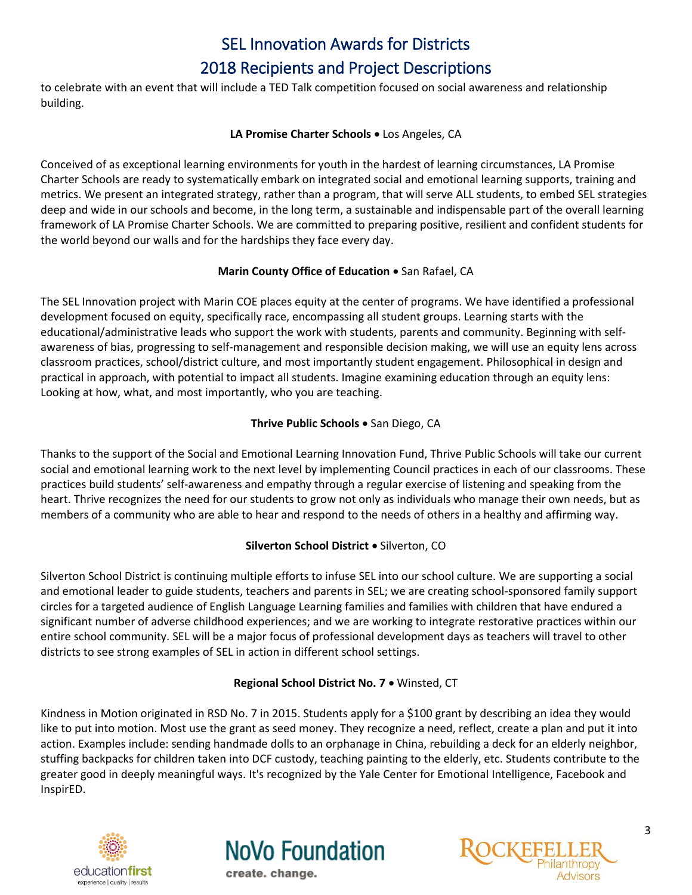to celebrate with an event that will include a TED Talk competition focused on social awareness and relationship building.

**LA Promise Charter Schools** • Los Angeles, CA

Conceived of as exceptional learning environments for youth in the hardest of learning circumstances, LA Promise Charter Schools are ready to systematically embark on integrated social and emotional learning supports, training and metrics. We present an integrated strategy, rather than a program, that will serve ALL students, to embed SEL strategies deep and wide in our schools and become, in the long term, a sustainable and indispensable part of the overall learning framework of LA Promise Charter Schools. We are committed to preparing positive, resilient and confident students for the world beyond our walls and for the hardships they face every day.

**Marin County Office of Education** • San Rafael, CA

The SEL Innovation project with Marin COE places equity at the center of programs. We have identified a professional development focused on equity, specifically race, encompassing all student groups. Learning starts with the educational/administrative leads who support the work with students, parents and community. Beginning with self-awareness of bias, progressing to self-management and responsible decision making, we will use an equity lens across classroom practices, school/district culture, and most importantly student engagement. Philosophical in design and practical in approach, with potential to impact all students. Imagine examining education through an equity lens: Looking at how, what, and most importantly, who you are teaching.

**Thrive Public Schools** • San Diego, CA

Thanks to the support of the Social and Emotional Learning Innovation Fund, Thrive Public Schools will take our current social and emotional learning work to the next level by implementing Council practices in each of our classrooms. These practices build students' self-awareness and empathy through a regular exercise of listening and speaking from the heart. Thrive recognizes the need for our students to grow not only as individuals who manage their own needs, but as members of a community who are able to hear and respond to the needs of others in a healthy and affirming way.

**Silverton School District** • Silverton, CO

Silverton School District is continuing multiple efforts to infuse SEL into our school culture. We are supporting a social and emotional leader to guide students, teachers and parents in SEL; we are creating school-sponsored family support circles for a targeted audience of English Language Learning families and families with children that have endured a significant number of adverse childhood experiences; and we are working to integrate restorative practices within our entire school community. SEL will be a major focus of professional development days as teachers will travel to other districts to see strong examples of SEL in action in different school settings.

**Regional School District No. 7** • Winsted, CT

Kindness in Motion originated in RSD No. 7 in 2015. Students apply for a $100 grant by describing an idea they would like to put into motion. Most use the grant as seed money. They recognize a need, reflect, create a plan and put it into action. Examples include: sending handmade dolls to an orphanage in China, rebuilding a deck for an elderly neighbor, stuffing backpacks for children taken into DCF custody, teaching painting to the elderly, etc. Students contribute to the greater good in deeply meaningful ways. It's recognized by the Yale Center for Emotional Intelligence, Facebook and InspirED.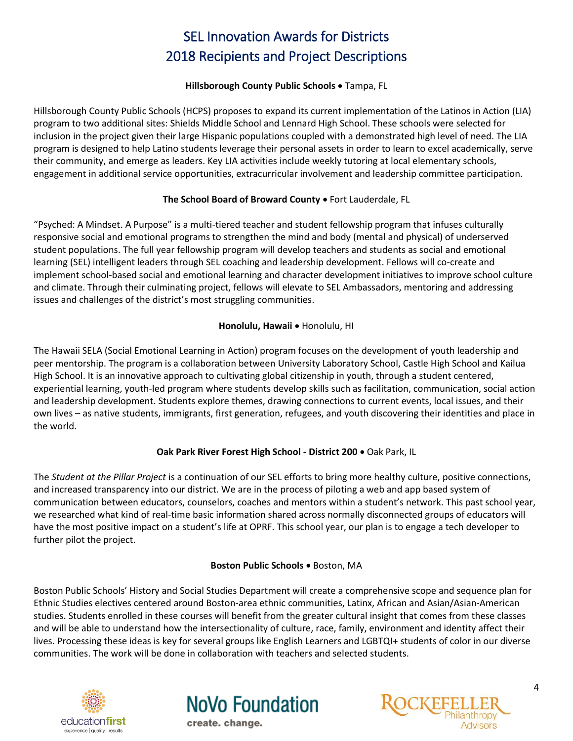# SEL Innovation Awards for Districts
# 2018 Recipients and Project Descriptions

**Hillsborough County Public Schools** • Tampa, FL

Hillsborough County Public Schools (HCPS) proposes to expand its current implementation of the Latinos in Action (LIA) program to two additional sites: Shields Middle School and Lennard High School. These schools were selected for inclusion in the project given their large Hispanic populations coupled with a demonstrated high level of need. The LIA program is designed to help Latino students leverage their personal assets in order to learn to excel academically, serve their community, and emerge as leaders. Key LIA activities include weekly tutoring at local elementary schools, engagement in additional service opportunities, extracurricular involvement and leadership committee participation.

**The School Board of Broward County** • Fort Lauderdale, FL

"Psyched: A Mindset. A Purpose" is a multi-tiered teacher and student fellowship program that infuses culturally responsive social and emotional programs to strengthen the mind and body (mental and physical) of underserved student populations. The full year fellowship program will develop teachers and students as social and emotional learning (SEL) intelligent leaders through SEL coaching and leadership development. Fellows will co-create and implement school-based social and emotional learning and character development initiatives to improve school culture and climate. Through their culminating project, fellows will elevate to SEL Ambassadors, mentoring and addressing issues and challenges of the district's most struggling communities.

**Honolulu, Hawaii** • Honolulu, HI

The Hawaii SELA (Social Emotional Learning in Action) program focuses on the development of youth leadership and peer mentorship. The program is a collaboration between University Laboratory School, Castle High School and Kailua High School. It is an innovative approach to cultivating global citizenship in youth, through a student centered, experiential learning, youth-led program where students develop skills such as facilitation, communication, social action and leadership development. Students explore themes, drawing connections to current events, local issues, and their own lives – as native students, immigrants, first generation, refugees, and youth discovering their identities and place in the world.

**Oak Park River Forest High School - District 200** • Oak Park, IL

The *Student at the Pillar Project* is a continuation of our SEL efforts to bring more healthy culture, positive connections, and increased transparency into our district. We are in the process of piloting a web and app based system of communication between educators, counselors, coaches and mentors within a student's network. This past school year, we researched what kind of real-time basic information shared across normally disconnected groups of educators will have the most positive impact on a student's life at OPRF. This school year, our plan is to engage a tech developer to further pilot the project.

**Boston Public Schools** • Boston, MA

Boston Public Schools' History and Social Studies Department will create a comprehensive scope and sequence plan for Ethnic Studies electives centered around Boston-area ethnic communities, Latinx, African and Asian/Asian-American studies. Students enrolled in these courses will benefit from the greater cultural insight that comes from these classes and will be able to understand how the intersectionality of culture, race, family, environment and identity affect their lives. Processing these ideas is key for several groups like English Learners and LGBTQI+ students of color in our diverse communities. The work will be done in collaboration with teachers and selected students.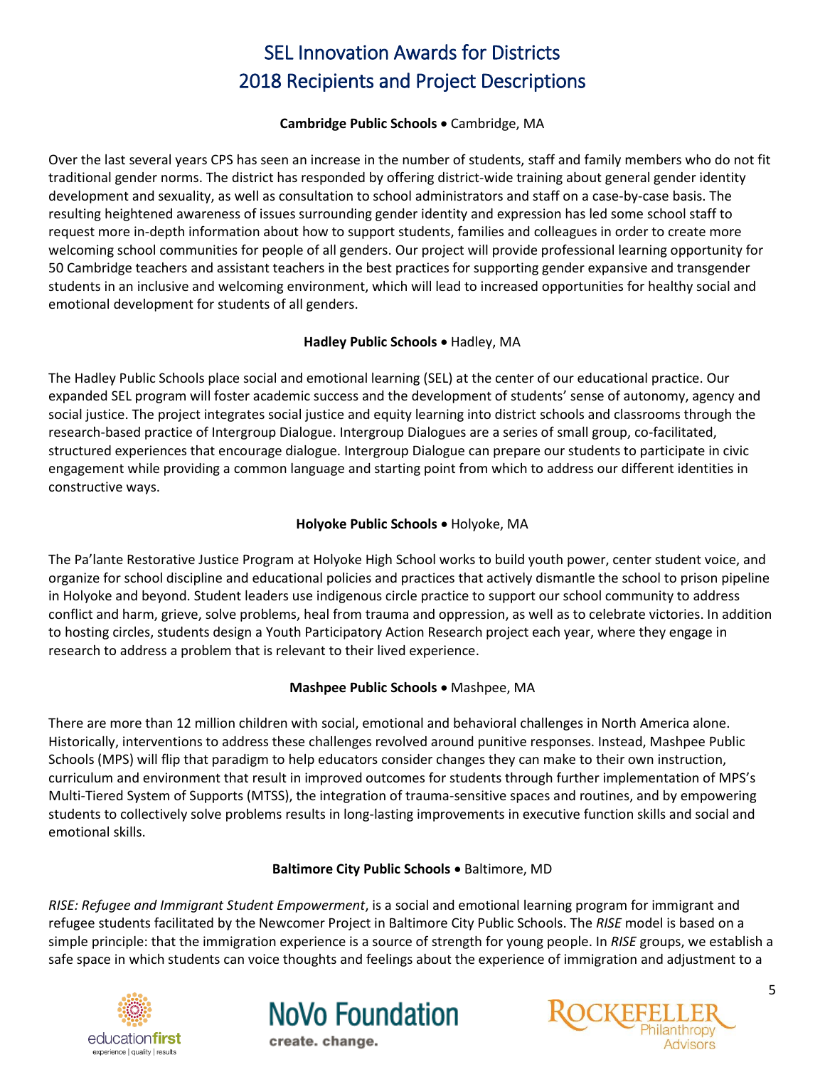# SEL Innovation Awards for Districts
# 2018 Recipients and Project Descriptions

**Cambridge Public Schools** • Cambridge, MA

Over the last several years CPS has seen an increase in the number of students, staff and family members who do not fit traditional gender norms. The district has responded by offering district-wide training about general gender identity development and sexuality, as well as consultation to school administrators and staff on a case-by-case basis. The resulting heightened awareness of issues surrounding gender identity and expression has led some school staff to request more in-depth information about how to support students, families and colleagues in order to create more welcoming school communities for people of all genders. Our project will provide professional learning opportunity for 50 Cambridge teachers and assistant teachers in the best practices for supporting gender expansive and transgender students in an inclusive and welcoming environment, which will lead to increased opportunities for healthy social and emotional development for students of all genders.

**Hadley Public Schools** • Hadley, MA

The Hadley Public Schools place social and emotional learning (SEL) at the center of our educational practice. Our expanded SEL program will foster academic success and the development of students' sense of autonomy, agency and social justice. The project integrates social justice and equity learning into district schools and classrooms through the research-based practice of Intergroup Dialogue. Intergroup Dialogues are a series of small group, co-facilitated, structured experiences that encourage dialogue. Intergroup Dialogue can prepare our students to participate in civic engagement while providing a common language and starting point from which to address our different identities in constructive ways.

**Holyoke Public Schools** • Holyoke, MA

The Pa'lante Restorative Justice Program at Holyoke High School works to build youth power, center student voice, and organize for school discipline and educational policies and practices that actively dismantle the school to prison pipeline in Holyoke and beyond. Student leaders use indigenous circle practice to support our school community to address conflict and harm, grieve, solve problems, heal from trauma and oppression, as well as to celebrate victories. In addition to hosting circles, students design a Youth Participatory Action Research project each year, where they engage in research to address a problem that is relevant to their lived experience.

**Mashpee Public Schools** • Mashpee, MA

There are more than 12 million children with social, emotional and behavioral challenges in North America alone. Historically, interventions to address these challenges revolved around punitive responses. Instead, Mashpee Public Schools (MPS) will flip that paradigm to help educators consider changes they can make to their own instruction, curriculum and environment that result in improved outcomes for students through further implementation of MPS's Multi-Tiered System of Supports (MTSS), the integration of trauma-sensitive spaces and routines, and by empowering students to collectively solve problems results in long-lasting improvements in executive function skills and social and emotional skills.

**Baltimore City Public Schools** • Baltimore, MD

*RISE: Refugee and Immigrant Student Empowerment*, is a social and emotional learning program for immigrant and refugee students facilitated by the Newcomer Project in Baltimore City Public Schools. The *RISE* model is based on a simple principle: that the immigration experience is a source of strength for young people. In *RISE* groups, we establish a safe space in which students can voice thoughts and feelings about the experience of immigration and adjustment to a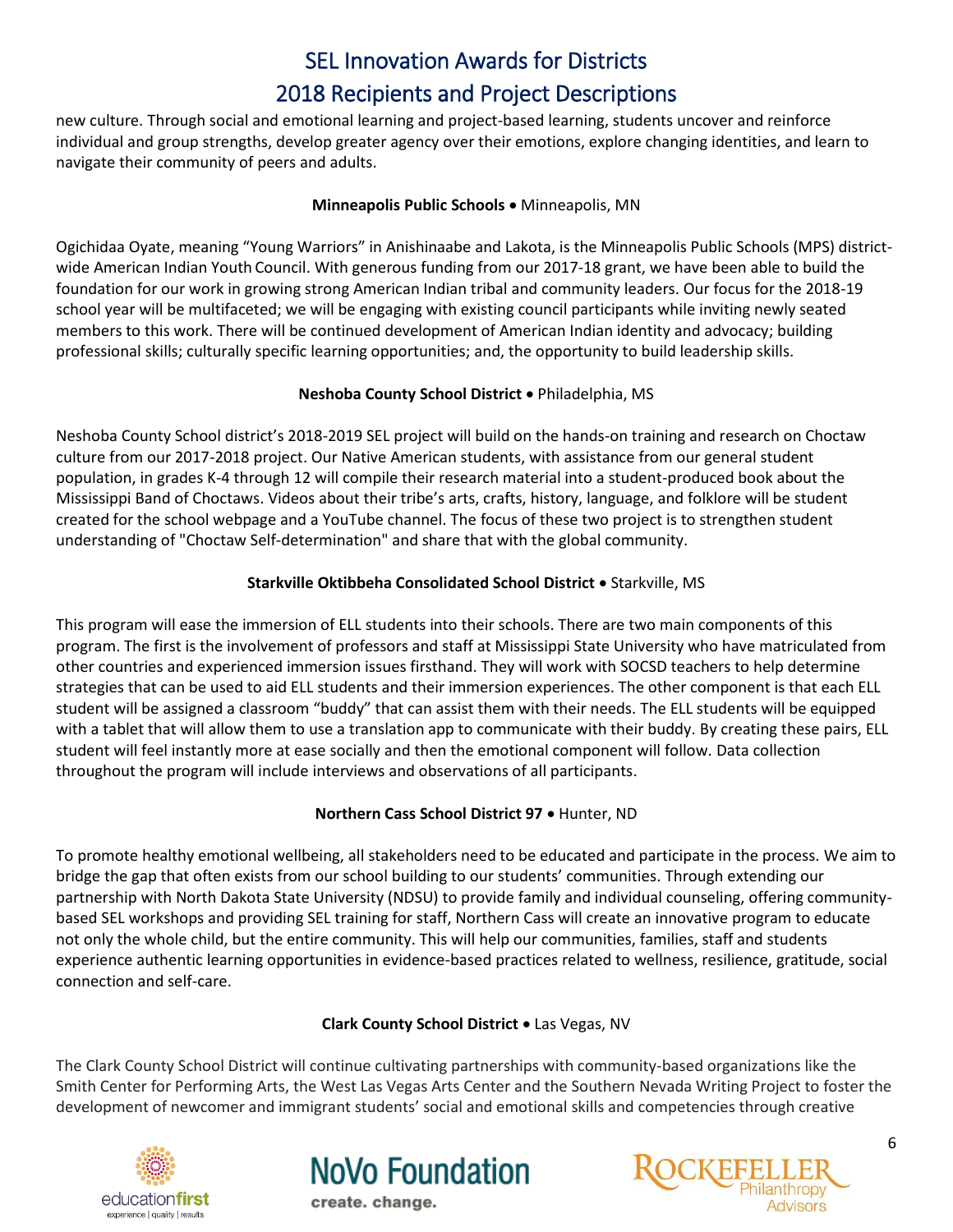new culture. Through social and emotional learning and project-based learning, students uncover and reinforce individual and group strengths, develop greater agency over their emotions, explore changing identities, and learn to navigate their community of peers and adults.

**Minneapolis Public Schools** • Minneapolis, MN

Ogichidaa Oyate, meaning "Young Warriors" in Anishinaabe and Lakota, is the Minneapolis Public Schools (MPS) district-wide American Indian Youth Council. With generous funding from our 2017-18 grant, we have been able to build the foundation for our work in growing strong American Indian tribal and community leaders. Our focus for the 2018-19 school year will be multifaceted; we will be engaging with existing council participants while inviting newly seated members to this work. There will be continued development of American Indian identity and advocacy; building professional skills; culturally specific learning opportunities; and, the opportunity to build leadership skills.

**Neshoba County School District** • Philadelphia, MS

Neshoba County School district's 2018-2019 SEL project will build on the hands-on training and research on Choctaw culture from our 2017-2018 project. Our Native American students, with assistance from our general student population, in grades K-4 through 12 will compile their research material into a student-produced book about the Mississippi Band of Choctaws. Videos about their tribe's arts, crafts, history, language, and folklore will be student created for the school webpage and a YouTube channel. The focus of these two project is to strengthen student understanding of "Choctaw Self-determination" and share that with the global community.

**Starkville Oktibbeha Consolidated School District** • Starkville, MS

This program will ease the immersion of ELL students into their schools. There are two main components of this program. The first is the involvement of professors and staff at Mississippi State University who have matriculated from other countries and experienced immersion issues firsthand. They will work with SOCSD teachers to help determine strategies that can be used to aid ELL students and their immersion experiences. The other component is that each ELL student will be assigned a classroom "buddy" that can assist them with their needs. The ELL students will be equipped with a tablet that will allow them to use a translation app to communicate with their buddy. By creating these pairs, ELL student will feel instantly more at ease socially and then the emotional component will follow. Data collection throughout the program will include interviews and observations of all participants.

**Northern Cass School District 97** • Hunter, ND

To promote healthy emotional wellbeing, all stakeholders need to be educated and participate in the process. We aim to bridge the gap that often exists from our school building to our students' communities. Through extending our partnership with North Dakota State University (NDSU) to provide family and individual counseling, offering community-based SEL workshops and providing SEL training for staff, Northern Cass will create an innovative program to educate not only the whole child, but the entire community. This will help our communities, families, staff and students experience authentic learning opportunities in evidence-based practices related to wellness, resilience, gratitude, social connection and self-care.

**Clark County School District** • Las Vegas, NV

The Clark County School District will continue cultivating partnerships with community-based organizations like the Smith Center for Performing Arts, the West Las Vegas Arts Center and the Southern Nevada Writing Project to foster the development of newcomer and immigrant students' social and emotional skills and competencies through creative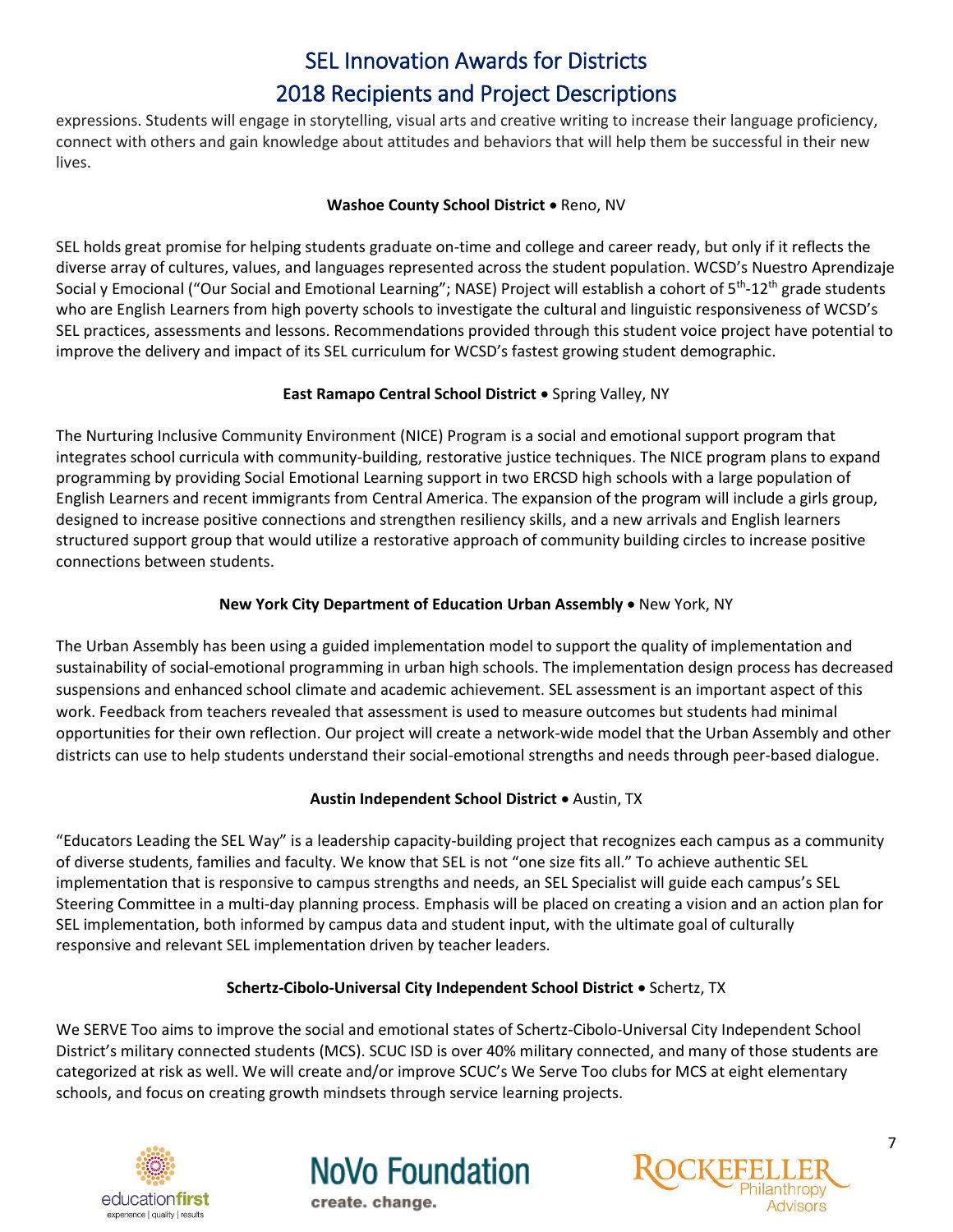expressions. Students will engage in storytelling, visual arts and creative writing to increase their language proficiency, connect with others and gain knowledge about attitudes and behaviors that will help them be successful in their new lives.

**Washoe County School District** • Reno, NV

SEL holds great promise for helping students graduate on-time and college and career ready, but only if it reflects the diverse array of cultures, values, and languages represented across the student population. WCSD's Nuestro Aprendizaje Social y Emocional ("Our Social and Emotional Learning"; NASE) Project will establish a cohort of 5th-12th grade students who are English Learners from high poverty schools to investigate the cultural and linguistic responsiveness of WCSD's SEL practices, assessments and lessons. Recommendations provided through this student voice project have potential to improve the delivery and impact of its SEL curriculum for WCSD's fastest growing student demographic.

**East Ramapo Central School District** • Spring Valley, NY

The Nurturing Inclusive Community Environment (NICE) Program is a social and emotional support program that integrates school curricula with community-building, restorative justice techniques. The NICE program plans to expand programming by providing Social Emotional Learning support in two ERCSD high schools with a large population of English Learners and recent immigrants from Central America. The expansion of the program will include a girls group, designed to increase positive connections and strengthen resiliency skills, and a new arrivals and English learners structured support group that would utilize a restorative approach of community building circles to increase positive connections between students.

**New York City Department of Education Urban Assembly** • New York, NY

The Urban Assembly has been using a guided implementation model to support the quality of implementation and sustainability of social-emotional programming in urban high schools. The implementation design process has decreased suspensions and enhanced school climate and academic achievement. SEL assessment is an important aspect of this work. Feedback from teachers revealed that assessment is used to measure outcomes but students had minimal opportunities for their own reflection. Our project will create a network-wide model that the Urban Assembly and other districts can use to help students understand their social-emotional strengths and needs through peer-based dialogue.

**Austin Independent School District** • Austin, TX

"Educators Leading the SEL Way" is a leadership capacity-building project that recognizes each campus as a community of diverse students, families and faculty. We know that SEL is not "one size fits all." To achieve authentic SEL implementation that is responsive to campus strengths and needs, an SEL Specialist will guide each campus's SEL Steering Committee in a multi-day planning process. Emphasis will be placed on creating a vision and an action plan for SEL implementation, both informed by campus data and student input, with the ultimate goal of culturally responsive and relevant SEL implementation driven by teacher leaders.

**Schertz-Cibolo-Universal City Independent School District** • Schertz, TX

We SERVE Too aims to improve the social and emotional states of Schertz-Cibolo-Universal City Independent School District's military connected students (MCS). SCUC ISD is over 40% military connected, and many of those students are categorized at risk as well. We will create and/or improve SCUC's We Serve Too clubs for MCS at eight elementary schools, and focus on creating growth mindsets through service learning projects.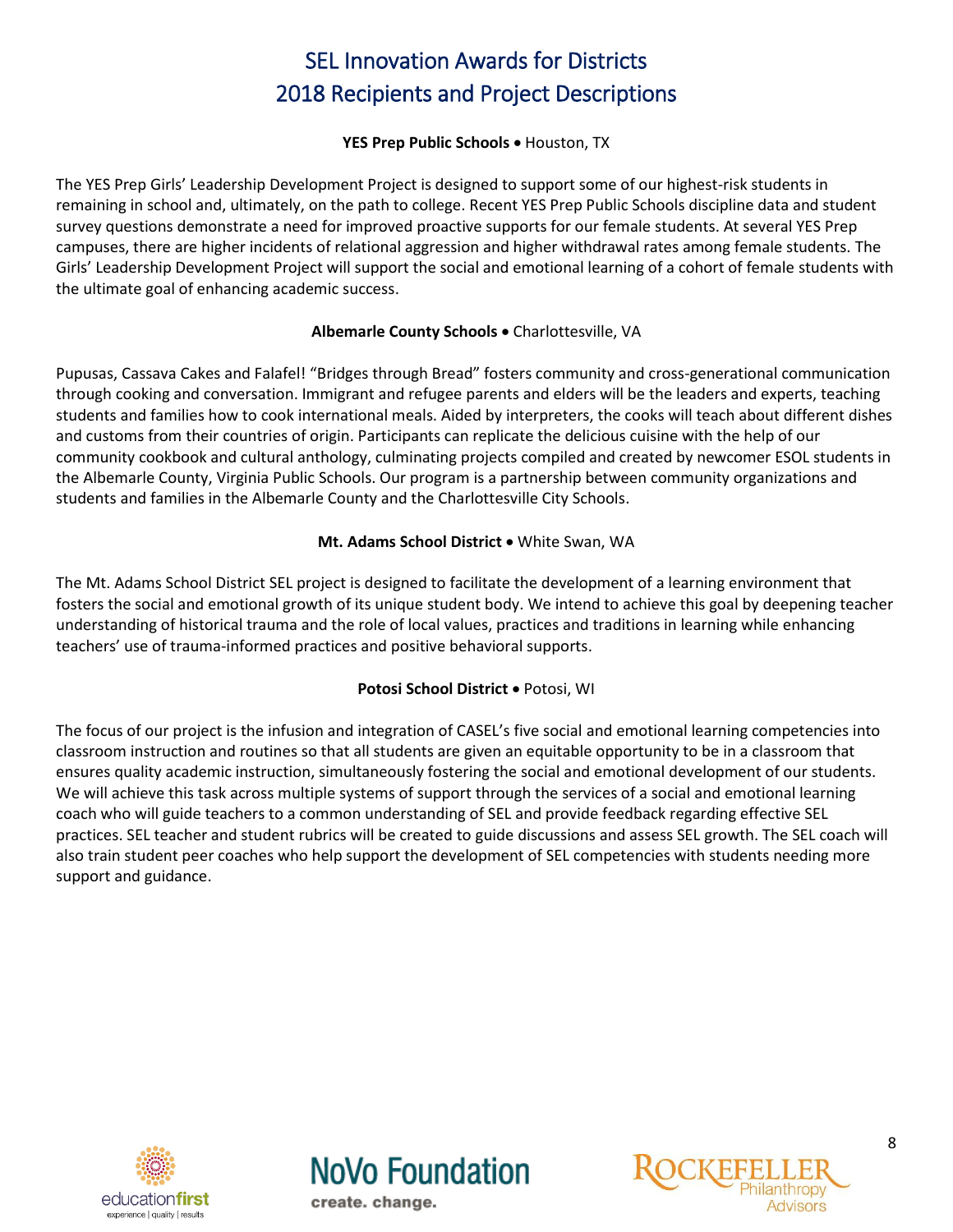# SEL Innovation Awards for Districts
# 2018 Recipients and Project Descriptions

**YES Prep Public Schools** • Houston, TX

The YES Prep Girls' Leadership Development Project is designed to support some of our highest-risk students in remaining in school and, ultimately, on the path to college. Recent YES Prep Public Schools discipline data and student survey questions demonstrate a need for improved proactive supports for our female students. At several YES Prep campuses, there are higher incidents of relational aggression and higher withdrawal rates among female students. The Girls' Leadership Development Project will support the social and emotional learning of a cohort of female students with the ultimate goal of enhancing academic success.

**Albemarle County Schools** • Charlottesville, VA

Pupusas, Cassava Cakes and Falafel! "Bridges through Bread" fosters community and cross-generational communication through cooking and conversation. Immigrant and refugee parents and elders will be the leaders and experts, teaching students and families how to cook international meals. Aided by interpreters, the cooks will teach about different dishes and customs from their countries of origin. Participants can replicate the delicious cuisine with the help of our community cookbook and cultural anthology, culminating projects compiled and created by newcomer ESOL students in the Albemarle County, Virginia Public Schools. Our program is a partnership between community organizations and students and families in the Albemarle County and the Charlottesville City Schools.

**Mt. Adams School District** • White Swan, WA

The Mt. Adams School District SEL project is designed to facilitate the development of a learning environment that fosters the social and emotional growth of its unique student body. We intend to achieve this goal by deepening teacher understanding of historical trauma and the role of local values, practices and traditions in learning while enhancing teachers' use of trauma-informed practices and positive behavioral supports.

**Potosi School District** • Potosi, WI

The focus of our project is the infusion and integration of CASEL's five social and emotional learning competencies into classroom instruction and routines so that all students are given an equitable opportunity to be in a classroom that ensures quality academic instruction, simultaneously fostering the social and emotional development of our students. We will achieve this task across multiple systems of support through the services of a social and emotional learning coach who will guide teachers to a common understanding of SEL and provide feedback regarding effective SEL practices. SEL teacher and student rubrics will be created to guide discussions and assess SEL growth. The SEL coach will also train student peer coaches who help support the development of SEL competencies with students needing more support and guidance.

educationfirst
experience | quality | results

NoVo Foundation
create. change.

Rockefeller Philanthropy Advisors